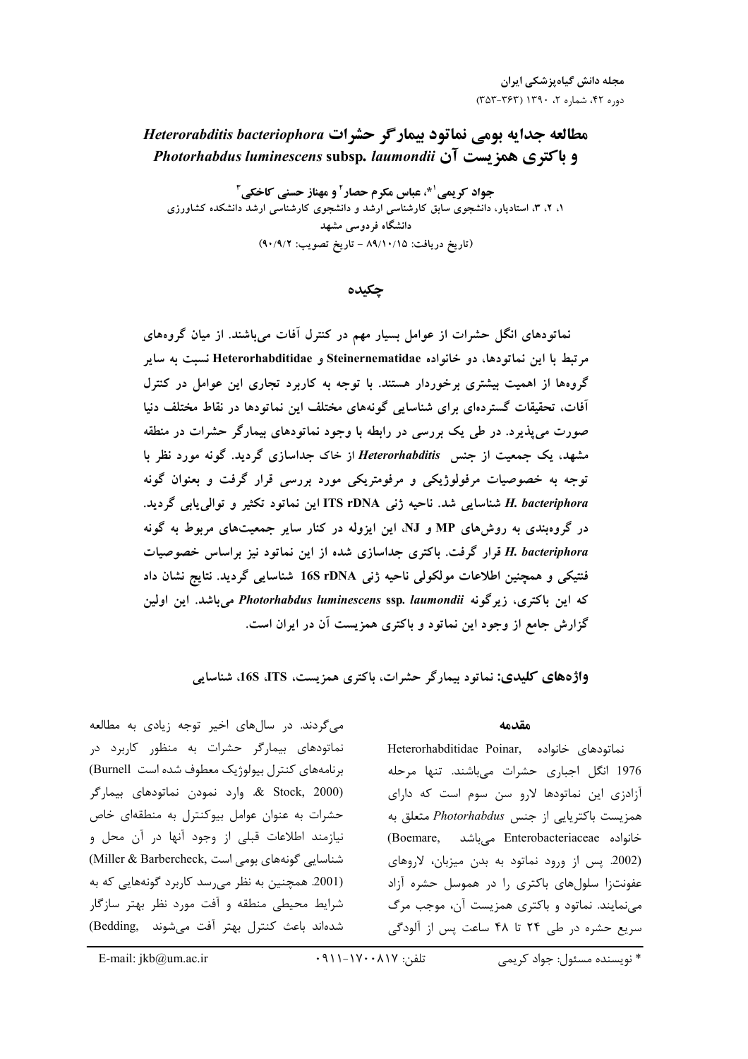# مطالعه جدایه بومی نماتود بیمارگر حشرات *Heterorabditis bacteriophora* و باکتری همزیست آن *Photorhabdus luminescens* subsp. *laumondii*

**جواد کریمی[1]*، عباس مکرم حصار[2] و مهناز حسنی کاخکی[3]**

۱، ۲، ۳، استادیار، دانشجوی سابق کارشناسی ارشد و دانشجوی کارشناسی ارشد دانشکده کشاورزی دانشگاه فردوسی مشهد

(تاریخ دریافت: ۸۹/۱۰/۱۵ - تاریخ تصویب: ۹۰/۹/۲)

## چکیده

نماتودهای انگل حشرات از عوامل بسیار مهم در کنترل آفات می‌باشند. از میان گروه‌های مرتبط با این نماتودها، دو خانواده Steinernematidae و Heterorhabditidae نسبت به سایر گروه‌ها از اهمیت بیشتری برخوردار هستند. با توجه به کاربرد تجاری این عوامل در کنترل آفات، تحقیقات گسترده‌ای برای شناسایی گونه‌های مختلف این نماتودها در نقاط مختلف دنیا صورت می‌پذیرد. در طی یک بررسی در رابطه با وجود نماتودهای بیمارگر حشرات در منطقه مشهد، یک جمعیت از جنس *Heterorhabditis* از خاک جداسازی گردید. گونه مورد نظر با توجه به خصوصیات مرفولوژیکی و مرفومتریکی مورد بررسی قرار گرفت و بعنوان گونه *H. bacteriphora* شناسایی شد. ناحیه ژنی ITS rDNA این نماتود تکثیر و توالی‌یابی گردید. در گروه‌بندی به روش‌های MP و NJ، این ایزوله در کنار سایر جمعیت‌های مربوط به گونه *H. bacteriphora* قرار گرفت. باکتری جداسازی شده از این نماتود نیز براساس خصوصیات فنتیکی و همچنین اطلاعات مولکولی ناحیه ژنی 16S rDNA شناسایی گردید. نتایج نشان داد که این باکتری، زیرگونه *Photorhabdus luminescens* ssp. *laumondii* می‌باشد. این اولین گزارش جامع از وجود این نماتود و باکتری همزیست آن در ایران است.

**واژه‌های کلیدی:** نماتود بیمارگر حشرات، باکتری همزیست، ITS، 16S، شناسایی

## مقدمه

نماتودهای خانواده Heterorhabditidae Poinar, 1976 انگل اجباری حشرات می‌باشند. تنها مرحله آزادزی این نماتودها لارو سن سوم است که دارای همزیست باکتریایی از جنس *Photorhabdus* متعلق به خانواده Enterobacteriaceae می‌باشد (Boemare, 2002). پس از ورود نماتود به بدن میزبان، لاروهای عفونت‌زا سلول‌های باکتری را در همولنف حشره آزاد می‌نمایند. نماتود و باکتری همزیست آن، موجب مرگ سریع حشره در طی ۲۴ تا ۴۸ ساعت پس از آلودگی می‌گردند. در سال‌های اخیر توجه زیادی به مطالعه نماتودهای بیمارگر حشرات به منظور کاربرد در برنامه‌های کنترل بیولوژیک معطوف شده است (Burnell & Stock, 2000). وارد نمودن نماتودهای بیمارگر حشرات به عنوان عوامل بیوکنترل به منطقه‌ای خاص نیازمند اطلاعات قبلی از وجود آنها در آن محل و شناسایی گونه‌های بومی است (Miller & Barbercheck, 2001). همچنین به نظر می‌رسد کاربرد گونه‌هایی که به شرایط محیطی منطقه و آفت مورد نظر بهتر سازگار شده‌اند باعث کنترل بهتر آفت می‌شوند (Bedding,

\* نویسنده مسئول: جواد کریمی    تلفن: ۰۹۱۱-۱۷۰۰۸۱۷    E-mail: jkb@um.ac.ir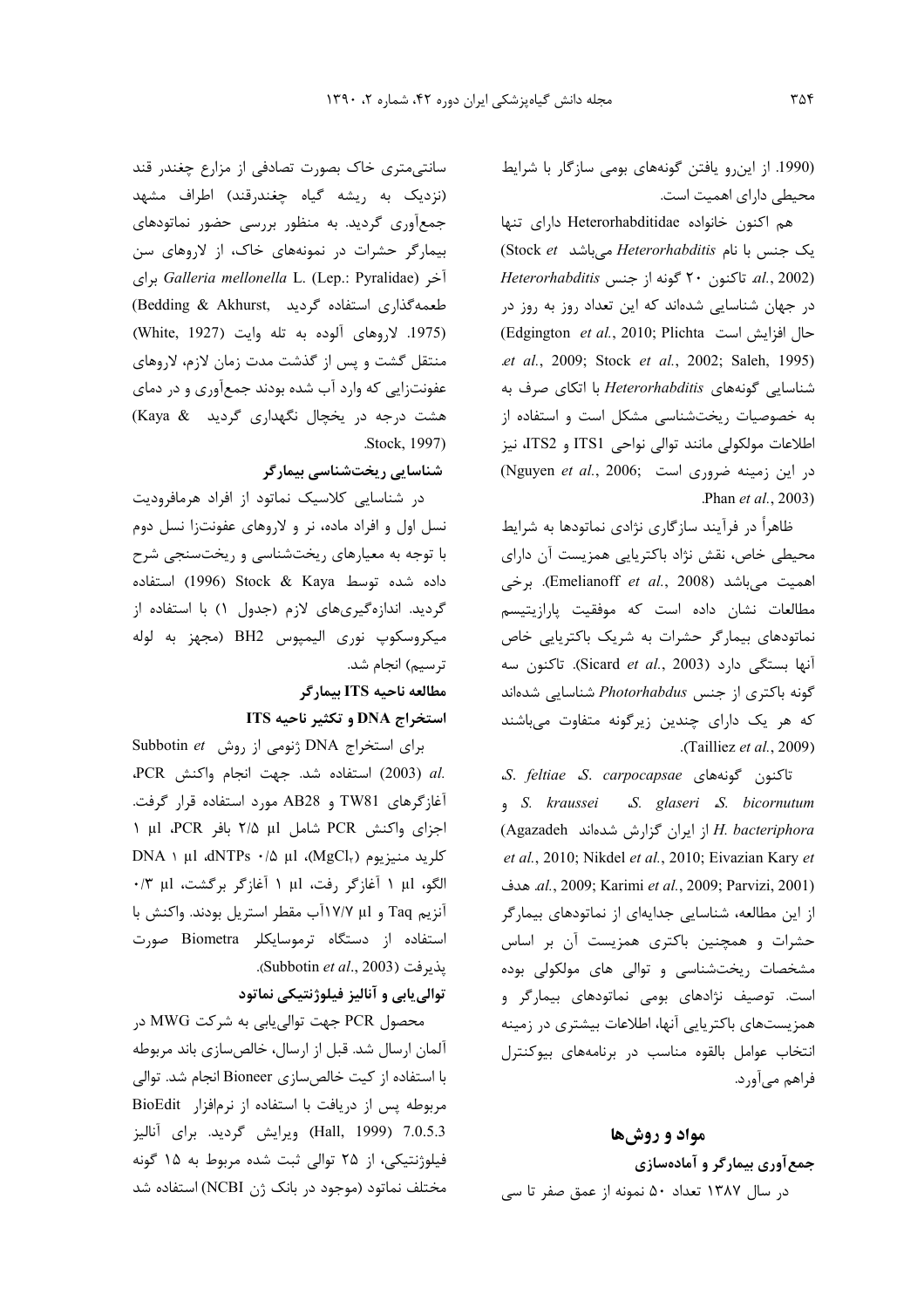(1990. از این‌رو یافتن گونه‌های بومی سازگار با شرایط محیطی دارای اهمیت است.

هم اکنون خانواده Heterorhabditidae دارای تنها یک جنس با نام *Heterorhabditis* می‌باشد (Stock *et al.*, 2002). تاکنون ۲۰ گونه از جنس *Heterorhabditis* در جهان شناسایی شده‌اند که این تعداد روز به روز در حال افزایش است (Edgington *et al.*, 2010; Plichta *et al.*, 2009; Stock *et al.*, 2002; Saleh, 1995). شناسایی گونه‌های *Heterorhabditis* با اتکای صرف به به خصوصیات ریخت‌شناسی مشکل است و استفاده از اطلاعات مولکولی مانند توالی نواحی ITS1 و ITS2، نیز در این زمینه ضروری است (Nguyen *et al.*, 2006; Phan *et al.*, 2003).

ظاهراً در فرآیند سازگاری نژادی نماتودها به شرایط محیطی خاص، نقش نژاد باکتریایی همزیست آن دارای اهمیت می‌باشد (Emelianoff *et al.*, 2008). برخی مطالعات نشان داده است که موفقیت پارازیتیسم نماتودهای بیمارگر حشرات به شریک باکتریایی خاص آنها بستگی دارد (Sicard *et al.*, 2003). تاکنون سه گونه باکتری از جنس *Photorhabdus* شناسایی شده‌اند که هر یک دارای چندین زیرگونه متفاوت می‌باشند (Tailliez *et al.*, 2009).

تاکنون گونه‌های *S. carpocapsae*، *S. feltiae*، *S. bicornutum*، *S. glaseri*، *S. kraussei* و *H. bacteriphora* از ایران گزارش شده‌اند (Agazadeh *et al.*, 2010; Nikdel *et al.*, 2010; Eivazian Kary *et al.*, 2009; Karimi *et al.*, 2009; Parvizi, 2001). هدف از این مطالعه، شناسایی جدایه‌ای از نماتودهای بیمارگر حشرات و همچنین باکتری همزیست آن بر اساس مشخصات ریخت‌شناسی و توالی های مولکولی بوده است. توصیف نژادهای بومی نماتودهای بیمارگر و همزیست‌های باکتریایی آنها، اطلاعات بیشتری در زمینه انتخاب عوامل بالقوه مناسب در برنامه‌های بیوکنترل فراهم می‌آورد.

## مواد و روش‌ها

### جمع‌آوری بیمارگر و آماده‌سازی

در سال ۱۳۸۷ تعداد ۵۰ نمونه از عمق صفر تا سی سانتی‌متری خاک بصورت تصادفی از مزارع چغندر قند (نزدیک به ریشه گیاه چغندرقند) اطراف مشهد جمع‌آوری گردید. به منظور بررسی حضور نماتودهای بیمارگر حشرات در نمونه‌های خاک، از لاروهای سن آخر *Galleria mellonella* L. (Lep.: Pyralidae) برای طعمه‌گذاری استفاده گردید (Bedding & Akhurst, 1975). لاروهای آلوده به تله وایت (White, 1927) منتقل گشت و پس از گذشت مدت زمان لازم، لاروهای عفونت‌زایی که وارد آب شده بودند جمع‌آوری و در دمای هشت درجه در یخچال نگهداری گردید (Kaya & Stock, 1997).

### شناسایی ریخت‌شناسی بیمارگر

در شناسایی کلاسیک نماتود از افراد هرمافرودیت نسل اول و افراد ماده، نر و لاروهای عفونت‌زا نسل دوم با توجه به معیارهای ریخت‌شناسی و ریخت‌سنجی شرح داده شده توسط Stock & Kaya (1996) استفاده گردید. اندازه‌گیری‌های لازم (جدول ۱) با استفاده از میکروسکوپ نوری الیمپوس BH2 (مجهز به لوله ترسیم) انجام شد.

### مطالعه ناحیه ITS بیمارگر

### استخراج DNA و تکثیر ناحیه ITS

برای استخراج DNA ژنومی از روش Subbotin *et al.* (2003) استفاده شد. جهت انجام واکنش PCR، آغازگرهای TW81 و AB28 مورد استفاده قرار گرفت. اجزای واکنش PCR شامل ۲/۵ µl بافر PCR، ۱ µl کلرید منیزیوم ($MgCl_2$)، ۰/۵ µl dNTPs، ۱ µl DNA الگو، ۱ µl آغازگر رفت، ۱ µl آغازگر برگشت، ۰/۳ µl آنزیم Taq و ۱۷/۷ µl آب مقطر استریل بودند. واکنش با استفاده از دستگاه ترموسایکلر Biometra صورت پذیرفت (Subbotin *et al.*, 2003).

### توالی‌یابی و آنالیز فیلوژنتیکی نماتود

محصول PCR جهت توالی‌یابی به شرکت MWG در آلمان ارسال شد. قبل از ارسال، خالص‌سازی باند مربوطه با استفاده از کیت خالص‌سازی Bioneer انجام شد. توالی مربوطه پس از دریافت با استفاده از نرم‌افزار BioEdit 7.0.5.3 (Hall, 1999) ویرایش گردید. برای آنالیز فیلوژنتیکی، از ۲۵ توالی ثبت شده مربوط به ۱۵ گونه مختلف نماتود (موجود در بانک ژن NCBI) استفاده شد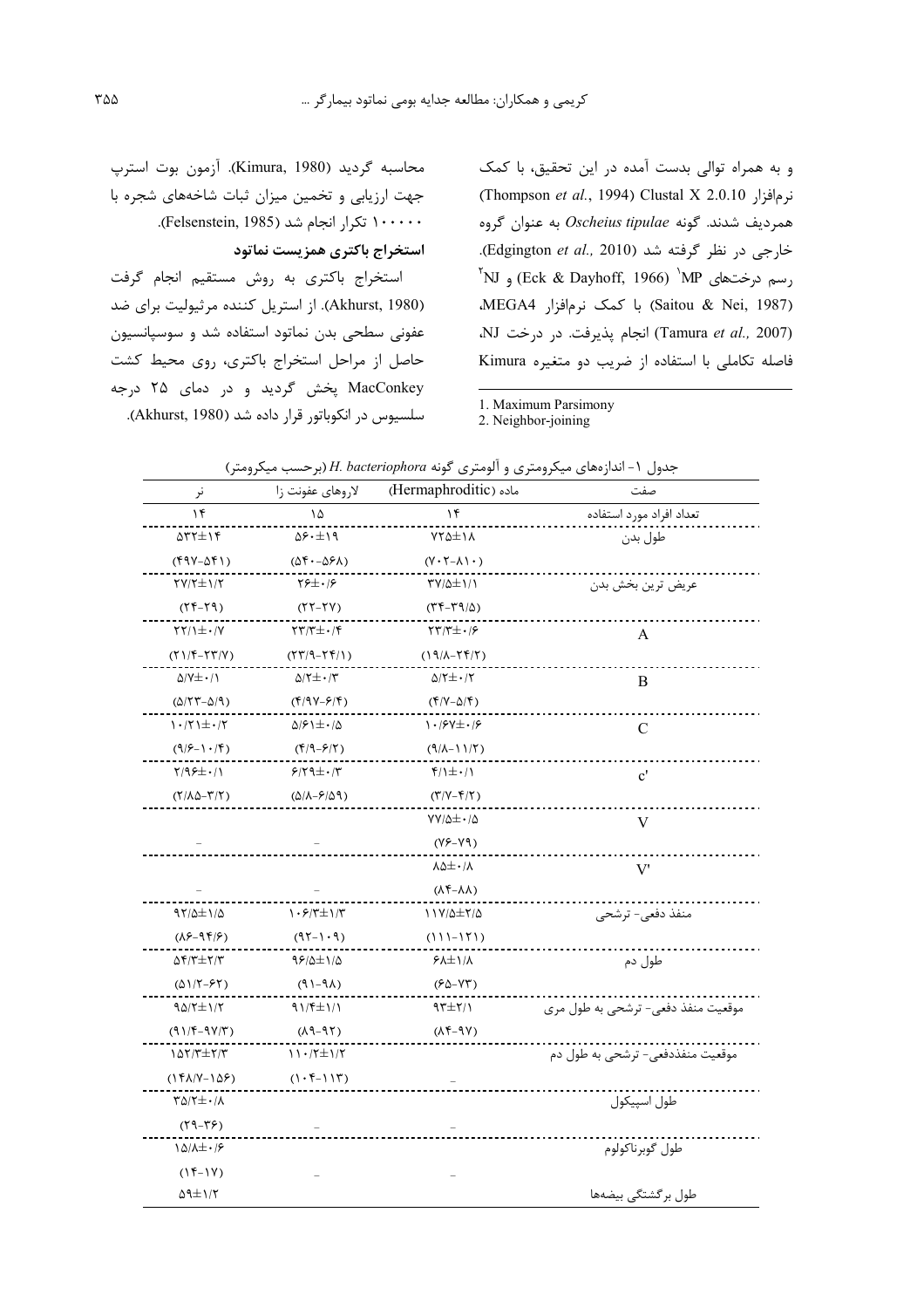و به همراه توالی بدست آمده در این تحقیق، با کمک نرم‌افزار Clustal X 2.0.10 (Thompson *et al.*, 1994) همردیف شدند. گونه *Oscheius tipulae* به عنوان گروه خارجی در نظر گرفته شد (Edgington *et al.,* 2010). رسم درخت‌های MP[1] (Eck & Dayhoff, 1966) و NJ[2] (Saitou & Nei, 1987) با کمک نرم‌افزار MEGA4 (Tamura *et al.,* 2007) انجام پذیرفت. در درخت NJ، فاصله تکاملی با استفاده از ضریب دو متغیره Kimura محاسبه گردید (Kimura, 1980). آزمون بوت استرپ جهت ارزیابی و تخمین میزان ثبات شاخه‌های شجره با ۱۰۰۰۰۰ تکرار انجام شد (Felsenstein, 1985).

1. Maximum Parsimony
2. Neighbor-joining

**استخراج باکتری همزیست نماتود**

استخراج باکتری به روش مستقیم انجام گرفت (Akhurst, 1980). از استریل کننده مرثیولیت برای ضد عفونی سطحی بدن نماتود استفاده شد و سوسپانسیون حاصل از مراحل استخراج باکتری، روی محیط کشت MacConkey پخش گردید و در دمای ۲۵ درجه سلسیوس در انکوباتور قرار داده شد (Akhurst, 1980).

جدول ۱- اندازه‌های میکرومتری و آلومتری گونه *H. bacteriophora* (برحسب میکرومتر)

| صفت | ماده (Hermaphroditic) | لاروهای عفونت زا | نر |
|---|---|---|---|
| تعداد افراد مورد استفاده | ۱۴ | ۱۵ | ۱۴ |
| طول بدن | ۷۲۵±۱۸<br>(۷۰۲-۸۱۰) | ۵۶۰±۱۹<br>(۵۴۰-۵۶۸) | ۵۳۲±۱۴<br>(۴۹۷-۵۴۱) |
| عریض ترین بخش بدن | ۳۷/۵±۱/۱<br>(۳۴-۳۹/۵) | ۲۶±۰/۶<br>(۲۲-۲۷) | ۲۷/۲±۱/۲<br>(۲۴-۲۹) |
| A | ۲۳/۳±۰/۶<br>(۱۹/۸-۲۴/۲) | ۲۳/۳±۰/۴<br>(۲۳/۹-۲۴/۱) | ۲۲/۱±۰/۷<br>(۲۱/۴-۲۳/۷) |
| B | ۵/۲±۰/۲<br>(۴/۷-۵/۴) | ۵/۲±۰/۳<br>(۴/۹۷-۶/۴) | ۵/۷±۰/۱<br>(۵/۲۳-۵/۹) |
| C | ۱۰/۶۷±۰/۶<br>(۹/۸-۱۱/۲) | ۵/۶۱±۰/۵<br>(۴/۹-۶/۲) | ۱۰/۲۱±۰/۲<br>(۹/۶-۱۰/۴) |
| c' | ۴/۱±۰/۱<br>(۳/۷-۴/۲) | ۶/۲۹±۰/۳<br>(۵/۸-۶/۵۹) | ۲/۹۶±۰/۱<br>(۲/۸۵-۳/۲) |
| V | ۷۷/۵±۰/۵<br>(۷۶-۷۹) | – | – |
| V' | ۸۵±۰/۸<br>(۸۴-۸۸) | – | – |
| منفذ دفعی- ترشحی | ۱۱۷/۵±۲/۵<br>(۱۱۱-۱۲۱) | ۱۰۶/۳±۱/۳<br>(۹۲-۱۰۹) | ۹۲/۵±۱/۵<br>(۸۶-۹۴/۶) |
| طول دم | ۶۸±۱/۸<br>(۶۵-۷۳) | ۹۶/۵±۱/۵<br>(۹۱-۹۸) | ۵۴/۳±۲/۳<br>(۵۱/۲-۶۲) |
| موقعیت منفذ دفعی- ترشحی به طول مری | ۹۳±۲/۱<br>(۸۴-۹۷) | ۹۱/۴±۱/۱<br>(۸۹-۹۲) | ۹۵/۲±۱/۲<br>(۹۱/۴-۹۷/۳) |
| موقعیت منفذدفعی- ترشحی به طول دم | – | ۱۱۰/۲±۱/۲<br>(۱۰۴-۱۱۳) | ۱۵۲/۳±۲/۳<br>(۱۴۸/۷-۱۵۶) |
| طول اسپیکول | – | – | ۳۵/۲±۰/۸<br>(۲۹-۳۶) |
| طول گوبرناکولوم | – | – | ۱۵/۸±۰/۶<br>(۱۴-۱۷) |
| طول برگشتگی بیضه‌ها | | | ۵۹±۱/۲ |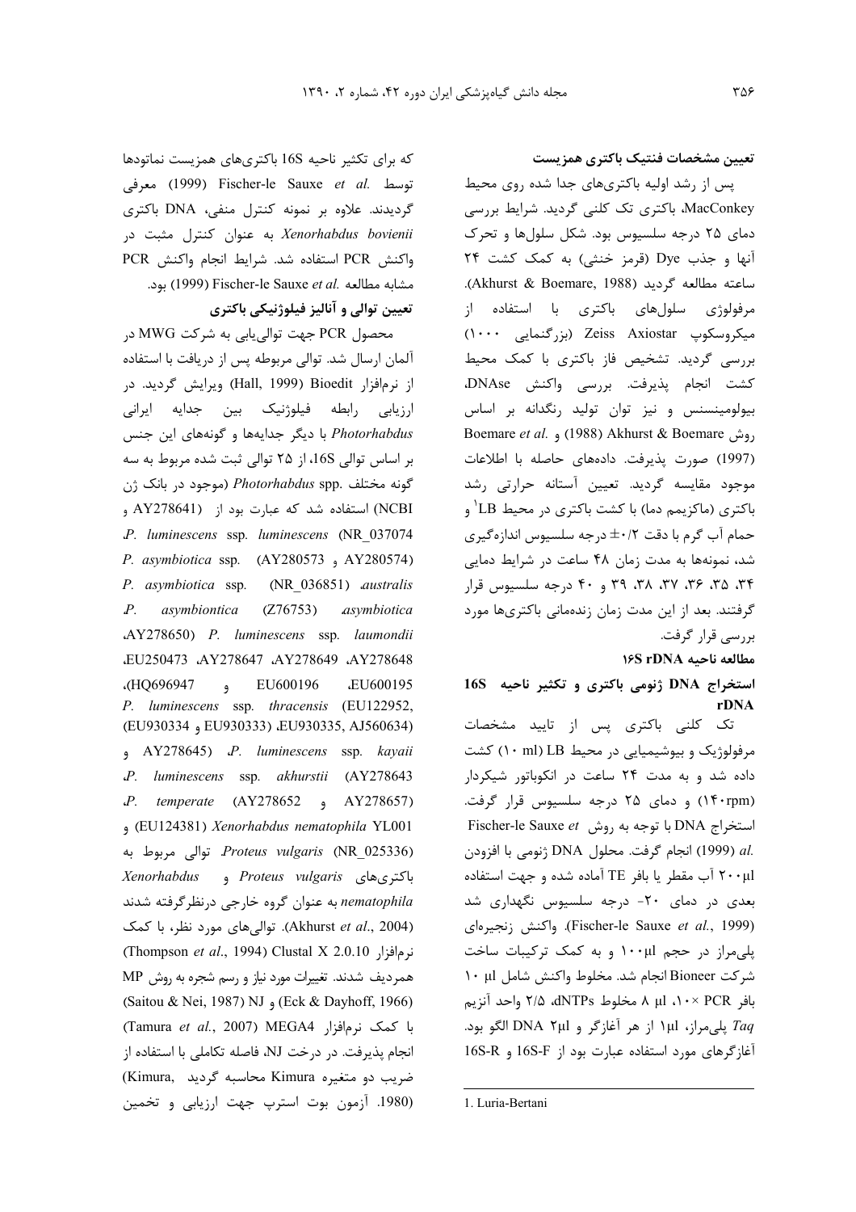### تعیین مشخصات فنتیک باکتری همزیست

پس از رشد اولیه باکتری‌های جدا شده روی محیط MacConkey، باکتری تک کلنی گردید. شرایط بررسی دمای ۲۵ درجه سلسیوس بود. شکل سلول‌ها و تحرک آنها و جذب Dye (قرمز خنثی) به کمک کشت ۲۴ ساعته مطالعه گردید (Akhurst & Boemare, 1988). مرفولوژی سلول‌های باکتری با استفاده از میکروسکوپ Zeiss Axiostar (بزرگنمایی ۱۰۰۰) بررسی گردید. تشخیص فاز باکتری با کمک محیط کشت انجام پذیرفت. بررسی واکنش DNAse، بیولومینسنس و نیز توان تولید رنگدانه بر اساس روش Akhurst & Boemare (1988) و Boemare *et al.* (1997) صورت پذیرفت. داده‌های حاصله با اطلاعات موجود مقایسه گردید. تعیین آستانه حرارتی رشد باکتری (ماکزیمم دما) با کشت باکتری در محیط LB[1] و حمام آب گرم با دقت ۰/۲± درجه سلسیوس اندازه‌گیری شد، نمونه‌ها به مدت زمان ۴۸ ساعت در شرایط دمایی ۳۴، ۳۵، ۳۶، ۳۷، ۳۸، ۳۹ و ۴۰ درجه سلسیوس قرار گرفتند. بعد از این مدت زمان زنده‌مانی باکتری‌ها مورد بررسی قرار گرفت.

### مطالعه ناحیه 16S rDNA

#### استخراج DNA ژنومی باکتری و تکثیر ناحیه 16S rDNA

تک کلنی باکتری پس از تایید مشخصات مرفولوژیک و بیوشیمیایی در محیط LB (۱۰ ml) کشت داده شد و به مدت ۲۴ ساعت در انکوباتور شیکردار (۱۴۰rpm) و دمای ۲۵ درجه سلسیوس قرار گرفت. استخراج DNA با توجه به روش Fischer-le Sauxe *et al.* (1999) انجام گرفت. محلول DNA ژنومی با افزودن ۲۰۰μl آب مقطر یا بافر TE آماده شده و جهت استفاده بعدی در دمای ۲۰- درجه سلسیوس نگهداری شد (Fischer-le Sauxe *et al.*, 1999). واکنش زنجیره‌ای پلی‌مراز در حجم ۱۰۰μl و به کمک ترکیبات ساخت شرکت Bioneer انجام شد. مخلوط واکنش شامل ۱۰ μl بافر PCR ×۱۰، ۸ μl مخلوط dNTPs، ۲/۵ واحد آنزیم *Taq* پلی‌مراز، ۱μl از هر آغازگر و ۲μl DNA الگو بود. آغازگرهای مورد استفاده عبارت بود از 16S-F و 16S-R که برای تکثیر ناحیه 16S باکتری‌های همزیست نماتودها توسط Fischer-le Sauxe *et al.* (1999) معرفی گردیدند. علاوه بر نمونه کنترل منفی، DNA باکتری *Xenorhabdus bovienii* به عنوان کنترل مثبت در واکنش PCR استفاده شد. شرایط انجام واکنش PCR مشابه مطالعه Fischer-le Sauxe *et al.* (1999) بود.

#### تعیین توالی و آنالیز فیلوژنیکی باکتری

محصول PCR جهت توالی‌یابی به شرکت MWG در آلمان ارسال شد. توالی مربوطه پس از دریافت با استفاده از نرم‌افزار Bioedit (Hall, 1999) ویرایش گردید. در ارزیابی رابطه فیلوژنیک بین جدایه ایرانی *Photorhabdus* با دیگر جدایه‌ها و گونه‌های این جنس بر اساس توالی 16S، از ۲۵ توالی ثبت شده مربوط به سه گونه مختلف *Photorhabdus* spp. (موجود در بانک ژن NCBI) استفاده شد که عبارت بود از (AY278641 و *P. luminescens* ssp. *luminescens* (NR_037074، AY280573 و AY280574) *P. asymbiotica* ssp. (NR_036851) *australis*، *P. asymbiontica* (Z76753) *asymbiotica*، AY278650) *P. luminescens* ssp. *laumondii*، AY278648، AY278649، AY278647، EU250473، EU600195، EU600196 و HQ696947)، *P. luminescens* ssp. *thracensis* (EU122952, AJ560634، EU930335، EU930333 و EU930334) و AY278645) *P. luminescens* ssp. *kayaii*، *P. luminescens* ssp. *akhurstii* (AY278643، *P. temperate* (AY278652 و AY278657) و *Xenorhabdus nematophila* YL001 (EU124381) و *Proteus vulgaris* (NR_025336). توالی مربوط به باکتری‌های *Proteus vulgaris* و *Xenorhabdus nematophila* به عنوان گروه خارجی درنظرگرفته شدند (Akhurst *et al.*, 2004). توالی‌های مورد نظر، با کمک نرم‌افزار Clustal X 2.0.10 (Thompson *et al.*, 1994) همردیف شدند. تغییرات مورد نیاز و رسم شجره به روش MP (Eck & Dayhoff, 1966) و NJ (Saitou & Nei, 1987) با کمک نرم‌افزار MEGA4 (Tamura *et al.*, 2007) انجام پذیرفت. در درخت NJ، فاصله تکاملی با استفاده از ضریب دو متغیره Kimura محاسبه گردید (Kimura, 1980). آزمون بوت استرپ جهت ارزیابی و تخمین

1. Luria-Bertani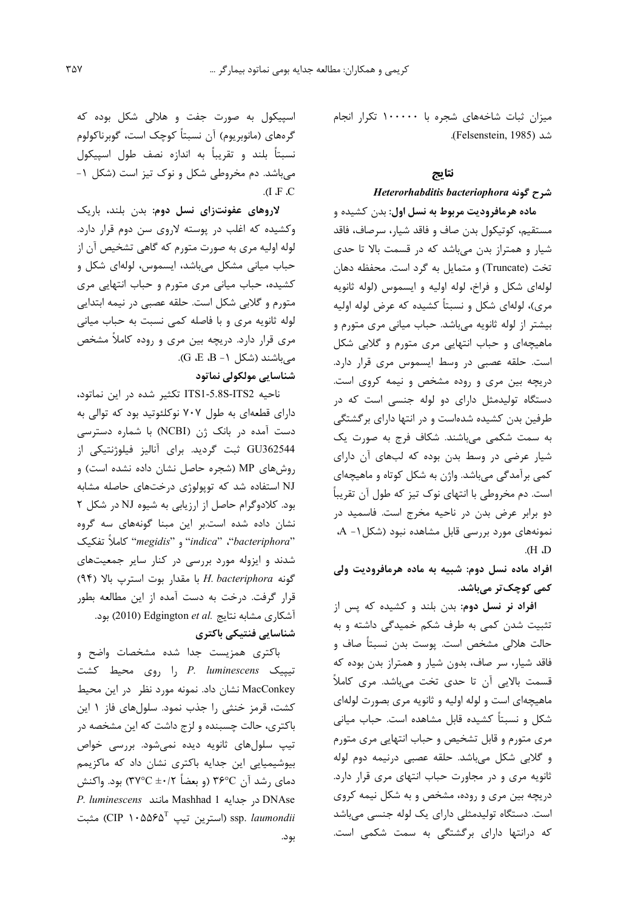میزان ثبات شاخه‌های شجره با ۱۰۰۰۰۰ تکرار انجام شد (Felsenstein, 1985).

## نتایج

### شرح گونه *Heterorhabditis bacteriophora*

**ماده هرمافرودیت مربوط به نسل اول:** بدن کشیده و مستقیم، کوتیکول بدن صاف و فاقد شیار، سرصاف، فاقد شیار و همتراز بدن می‌باشد که در قسمت بالا تا حدی تخت (Truncate) و متمایل به گرد است. محفظه دهان لوله‌ای شکل و فراخ، لوله اولیه و ایسموس (لوله ثانویه مری)، لوله‌ای شکل و نسبتاً کشیده که عرض لوله اولیه بیشتر از لوله ثانویه می‌باشد. حباب میانی مری متورم و ماهیچه‌ای و حباب انتهایی مری متورم و گلابی شکل است. حلقه عصبی در وسط ایسموس مری قرار دارد. دریچه بین مری و روده مشخص و نیمه کروی است. دستگاه تولیدمثل دارای دو لوله جنسی است که در طرفین بدن کشیده شده‌است و در انتها دارای برگشتگی به سمت شکمی می‌باشند. شکاف فرج به صورت یک شیار عرضی در وسط بدن بوده که لب‌های آن دارای کمی برآمدگی می‌باشد. واژن به شکل کوتاه و ماهیچه‌ای است. دم مخروطی با انتهای نوک تیز که طول آن تقریباً دو برابر عرض بدن در ناحیه مخرج است. فاسمید در نمونه‌های مورد بررسی قابل مشاهده نبود (شکل ۱- A، D، H).

**افراد ماده نسل دوم: شبیه به ماده هرمافرودیت ولی کمی کوچک‌تر می‌باشد.**

**افراد نر نسل دوم:** بدن بلند و کشیده که پس از تثبیت شدن کمی به طرف شکم خمیدگی داشته و به حالت هلالی مشخص است. پوست بدن نسبتاً صاف و فاقد شیار، سر صاف، بدون شیار و همتراز بدن بوده که قسمت بالایی آن تا حدی تخت می‌باشد. مری کاملاً ماهیچه‌ای است و لوله اولیه و ثانویه مری بصورت لوله‌ای شکل و نسبتاً کشیده قابل مشاهده است. حباب میانی مری متورم و قابل تشخیص و حباب انتهایی مری متورم و گلابی شکل می‌باشد. حلقه عصبی درنیمه دوم لوله ثانویه مری و در مجاورت حباب انتهای مری قرار دارد. دریچه بین مری و روده، مشخص و به شکل نیمه کروی است. دستگاه تولیدمثلی دارای یک لوله جنسی می‌باشد که درانتها دارای برگشتگی به سمت شکمی است. اسپیکول به صورت جفت و هلالی شکل بوده که گره‌های (مانوبریوم) آن نسبتاً کوچک است، گوبرناکولوم نسبتاً بلند و تقریباً به اندازه نصف طول اسپیکول می‌باشد. دم مخروطی شکل و نوک تیز است (شکل ۱- C، F، I).

**لاروهای عفونت‌زای نسل دوم:** بدن بلند، باریک وکشیده که اغلب در پوسته لاروی سن دوم قرار دارد. لوله اولیه مری به صورت متورم که گاهی تشخیص آن از حباب میانی مشکل می‌باشد، ایسموس، لوله‌ای شکل و کشیده، حباب میانی مری متورم و حباب انتهایی مری متورم و گلابی شکل است. حلقه عصبی در نیمه ابتدایی لوله ثانویه مری و با فاصله کمی نسبت به حباب میانی مری قرار دارد. دریچه بین مری و روده کاملاً مشخص می‌باشند (شکل ۱- B، E، G).

### شناسایی مولکولی نماتود

ناحیه ITS1-5.8S-ITS2 تکثیر شده در این نماتود، دارای قطعه‌ای به طول ۷۰۷ نوکلئوتید بود که توالی به دست آمده در بانک ژن (NCBI) با شماره دسترسی GU362544 ثبت گردید. برای آنالیز فیلوژنتیکی از روش‌های MP (شجره حاصل نشان داده نشده است) و NJ استفاده شد که توپولوژی درخت‌های حاصله مشابه بود. کلادوگرام حاصل از ارزیابی به شیوه NJ در شکل ۲ نشان داده شده است.بر این مبنا گونه‌های سه گروه "*bacteriophora*"، "*indica*" و "*megidis*" کاملاً تفکیک شدند و ایزوله مورد بررسی در کنار سایر جمعیت‌های گونه *H. bacteriophora* با مقدار بوت استرپ بالا (۹۴) قرار گرفت. درخت به دست آمده از این مطالعه بطور آشکاری مشابه نتایج .Edgington *et al* (2010) بود.

### شناسایی فنتیکی باکتری

باکتری همزیست جدا شده مشخصات واضح و تیپیک *P. luminescens* را روی محیط کشت MacConkey نشان داد. نمونه مورد نظر در این محیط کشت، قرمز خنثی را جذب نمود. سلول‌های فاز ۱ این باکتری، حالت چسبنده و لزج داشت که این مشخصه در تیپ سلول‌های ثانویه دیده نمی‌شود. بررسی خواص بیوشیمیایی این جدایه باکتری نشان داد که ماکزیمم دمای رشد آن ۳۶°C (و بعضاً ۰/۲± ۳۷°C) بود. واکنش DNAse در جدایه Mashhad 1 مانند *P. luminescens* ssp. *laumondii* (استرین تیپ CIP ۱۰۵۵۶۵[T]) مثبت بود.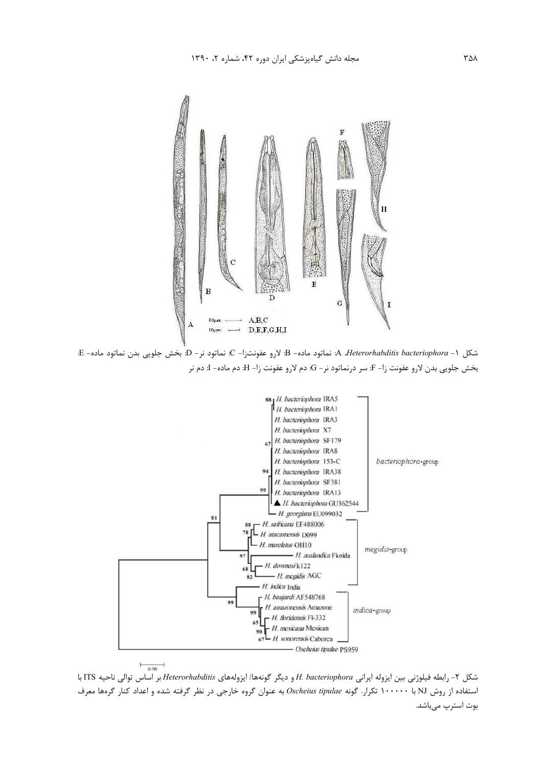شکل ۱- *Heterorhabditis bacteriophora*. A: نماتود ماده- B: لارو عفونت‌زا- C: نماتود نر- D: بخش جلویی بدن نماتود ماده- E: بخش جلویی بدن لارو عفونت زا- F: سر درنماتود نر- G: دم لارو عفونت زا- H: دم ماده- I: دم نر

شکل ۲- رابطه فیلوژنی بین ایزوله ایرانی *H. bacteriophora* و دیگر گونه‌ها/ ایزوله‌های *Heterorhabditis* بر اساس توالی ناحیه ITS با استفاده از روش NJ با ۱۰۰۰۰۰ تکرار. گونه *Oscheius tipulae* به عنوان گروه خارجی در نظر گرفته شده و اعداد کنار گره‌ها معرف بوت استرپ می‌باشد.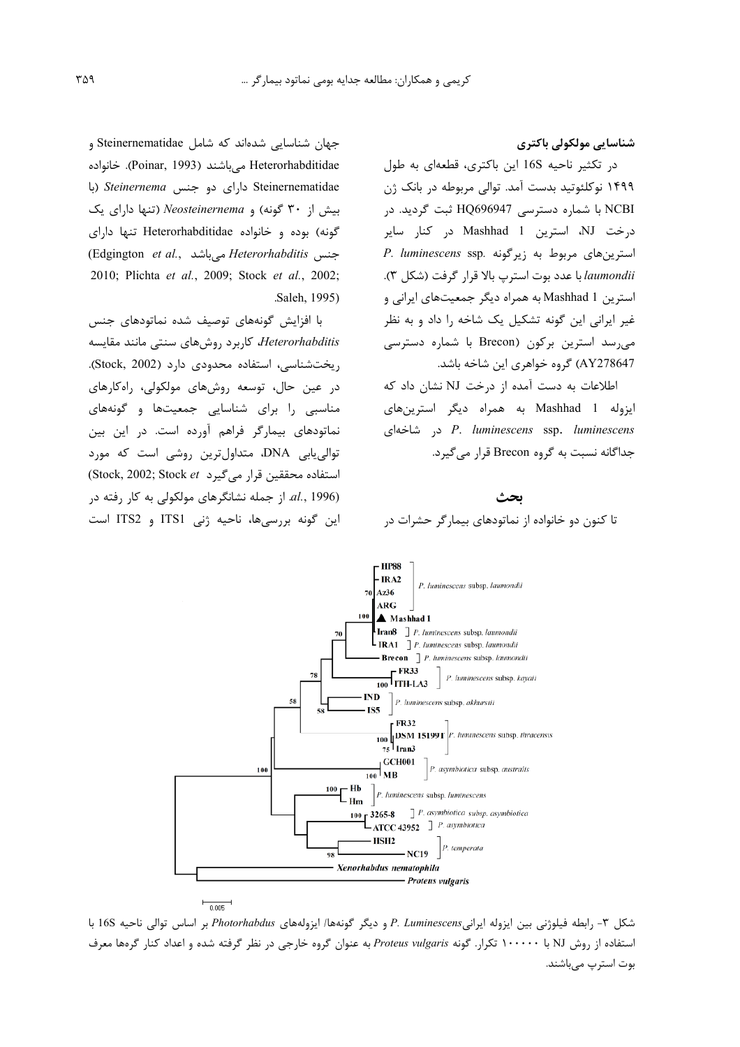### شناسایی مولکولی باکتری

در تکثیر ناحیه 16S این باکتری، قطعه‌ای به طول ۱۴۹۹ نوکلئوتید بدست آمد. توالی مربوطه در بانک ژن NCBI با شماره دسترسی HQ696947 ثبت گردید. در درخت NJ، استرین Mashhad 1 در کنار سایر استرین‌های مربوط به زیرگونه *P. luminescens* ssp. *laumondii* با عدد بوت استرپ بالا قرار گرفت (شکل ۳). استرین Mashhad 1 به همراه دیگر جمعیت‌های ایرانی و غیر ایرانی این گونه تشکیل یک شاخه را داد و به نظر می‌رسد استرین برکون (Brecon با شماره دسترسی AY278647) گروه خواهری این شاخه باشد.

اطلاعات به دست آمده از درخت NJ نشان داد که ایزوله Mashhad 1 به همراه دیگر استرین‌های *P. luminescens* ssp. *luminescens* در شاخه‌ای جداگانه نسبت به گروه Brecon قرار می‌گیرد.

## بحث

تا کنون دو خانواده از نماتودهای بیمارگر حشرات در جهان شناسایی شده‌اند که شامل Steinernematidae و Heterorhabditidae می‌باشند (Poinar, 1993). خانواده Steinernematidae دارای دو جنس *Steinernema* (با بیش از ۳۰ گونه) و *Neosteinernema* (تنها دارای یک گونه) بوده و خانواده Heterorhabditidae تنها دارای جنس *Heterorhabditis* می‌باشد (Edgington *et al*., 2010; Plichta *et al*., 2009; Stock *et al*., 2002; Saleh, 1995).

با افزایش گونه‌های توصیف شده نماتودهای جنس *Heterorhabditis*، کاربرد روش‌های سنتی مانند مقایسه ریخت‌شناسی، استفاده محدودی دارد (Stock, 2002). در عین حال، توسعه روش‌های مولکولی، راه‌کارهای مناسبی را برای شناسایی جمعیت‌ها و گونه‌های نماتودهای بیمارگر فراهم آورده است. در این بین توالی‌یابی DNA، متداول‌ترین روشی است که مورد استفاده محققین قرار می‌گیرد (Stock, 2002; Stock *et al*., 1996). از جمله نشانگرهای مولکولی به کار رفته در این گونه بررسی‌ها، ناحیه ژنی ITS1 و ITS2 است

شکل ۳- رابطه فیلوژنی بین ایزوله ایرانی *P. Luminescens* و دیگر گونه‌ها/ ایزوله‌های *Photorhabdus* بر اساس توالی ناحیه 16S با استفاده از روش NJ با ۱۰۰۰۰۰ تکرار. گونه *Proteus vulgaris* به عنوان گروه خارجی در نظر گرفته شده و اعداد کنار گره‌ها معرف بوت استرپ می‌باشند.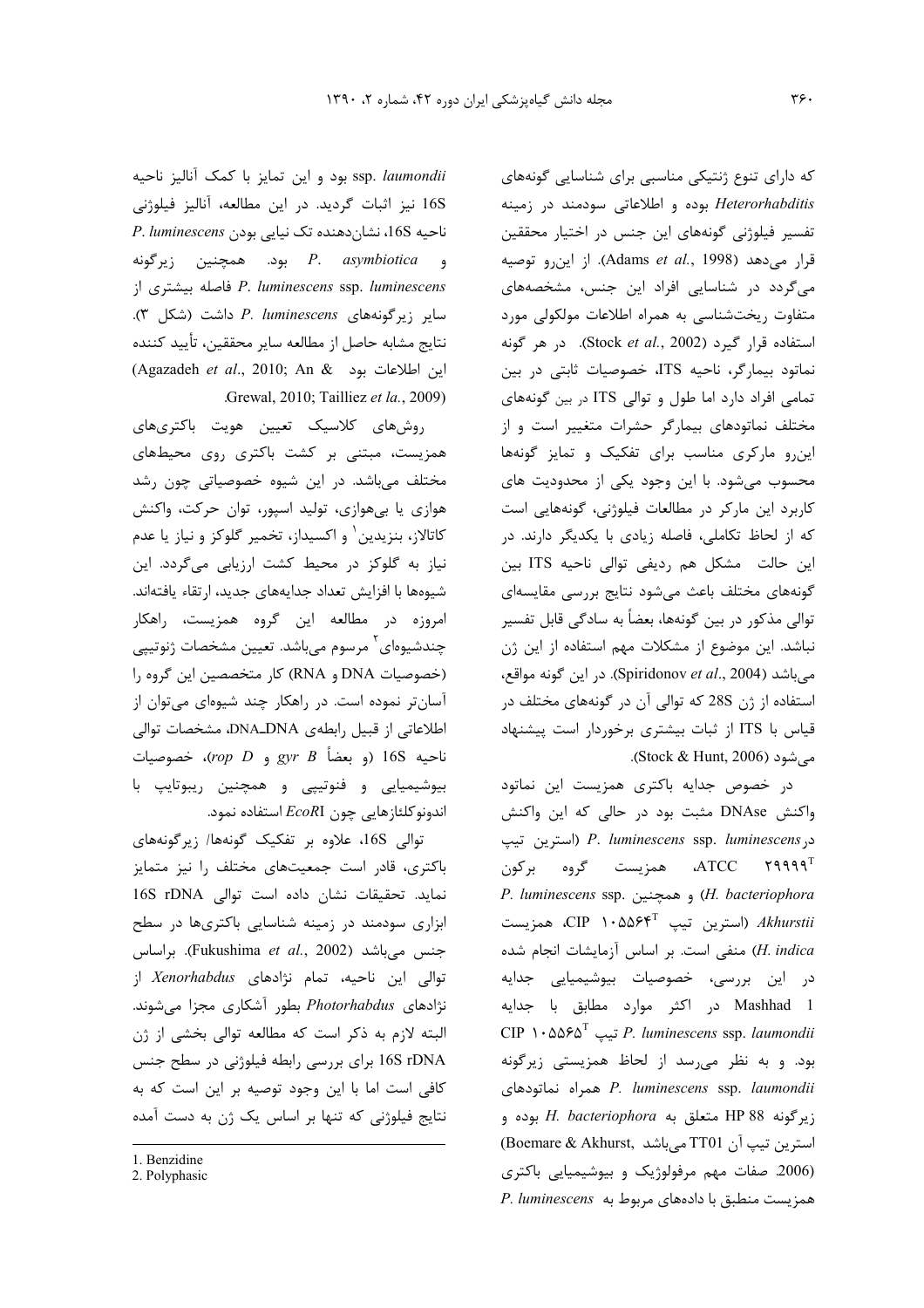که دارای تنوع ژنتیکی مناسبی برای شناسایی گونه‌های *Heterorhabditis* بوده و اطلاعاتی سودمند در زمینه تفسیر فیلوژنی گونه‌های این جنس در اختیار محققین قرار می‌دهد (Adams *et al.*, 1998). از این‌رو توصیه می‌گردد در شناسایی افراد این جنس، مشخصه‌های متفاوت ریخت‌شناسی به همراه اطلاعات مولکولی مورد استفاده قرار گیرد (Stock *et al.*, 2002). در هر گونه نماتود بیمارگر، ناحیه ITS، خصوصیات ثابتی در بین تمامی افراد دارد اما طول و توالی ITS در بین گونه‌های مختلف نماتودهای بیمارگر حشرات متغییر است و از این‌رو مارکری مناسب برای تفکیک و تمایز گونه‌ها محسوب می‌شود. با این وجود یکی از محدودیت های کاربرد این مارکر در مطالعات فیلوژنی، گونه‌هایی است که از لحاظ تکاملی، فاصله زیادی با یکدیگر دارند. در این حالت مشکل هم ردیفی توالی ناحیه ITS بین گونه‌های مختلف باعث می‌شود نتایج بررسی مقایسه‌ای توالی مذکور در بین گونه‌ها، بعضاً به سادگی قابل تفسیر نباشد. این موضوع از مشکلات مهم استفاده از این ژن می‌باشد (Spiridonov *et al.*, 2004). در این گونه مواقع، استفاده از ژن 28S که توالی آن در گونه‌های مختلف در قیاس با ITS از ثبات بیشتری برخوردار است پیشنهاد می‌شود (Stock & Hunt, 2006).

در خصوص جدایه باکتری همزیست این نماتود واکنش DNAse مثبت بود در حالی که این واکنش در *P. luminescens* ssp. *luminescens* (استرین تیپ ATCC ۲۹۹۹۹[T]، همزیست گروه برکون *H. bacteriophora*) و همچنین *P. luminescens* ssp. *Akhurstii* (استرین تیپ CIP ۱۰۵۵۶۴[T]، همزیست *H. indica*) منفی است. بر اساس آزمایشات انجام شده در این بررسی، خصوصیات بیوشیمیایی جدایه Mashhad 1 در اکثر موارد مطابق با جدایه *P. luminescens* ssp. *laumondii* تیپ CIP ۱۰۵۵۶۵[T] بود. و به نظر می‌رسد از لحاظ همزیستی زیرگونه *P. luminescens* ssp. *laumondii* همراه نماتودهای زیرگونه HP 88 متعلق به *H. bacteriophora* بوده و استرین تیپ آن TT01 می‌باشد (Boemare & Akhurst, 2006). صفات مهم مرفولوژیک و بیوشیمیایی باکتری همزیست منطبق با داده‌های مربوط به *P. luminescens* ssp. *laumondii* بود و این تمایز با کمک آنالیز ناحیه 16S نیز اثبات گردید. در این مطالعه، آنالیز فیلوژنی ناحیه 16S، نشان‌دهنده تک نیایی بودن *P. luminescens* و *P. asymbiotica* بود. همچنین زیرگونه *P. luminescens* ssp. *luminescens* فاصله بیشتری از سایر زیرگونه‌های *P. luminescens* داشت (شکل ۳). نتایج مشابه حاصل از مطالعه سایر محققین، تأیید کننده این اطلاعات بود (Agazadeh *et al*., 2010; An & Grewal, 2010; Tailliez *et la.*, 2009).

روش‌های کلاسیک تعیین هویت باکتری‌های همزیست، مبتنی بر کشت باکتری روی محیط‌های مختلف می‌باشد. در این شیوه خصوصیاتی چون رشد هوازی یا بی‌هوازی، تولید اسپور، توان حرکت، واکنش کاتالاز، بنزیدین[1] و اکسیداز، تخمیر گلوکز و نیاز یا عدم نیاز به گلوکز در محیط کشت ارزیابی می‌گردد. این شیوه‌ها با افزایش تعداد جدایه‌های جدید، ارتقاء یافته‌اند. امروزه در مطالعه این گروه همزیست، راهکار چندشیوه‌ای[2] مرسوم می‌باشد. تعیین مشخصات ژنوتیپی (خصوصیات DNA و RNA) کار متخصصین این گروه را آسان‌تر نموده است. در راهکار چند شیوه‌ای می‌توان از اطلاعاتی از قبیل رابطه‌ی DNA_DNA، مشخصات توالی ناحیه 16S (و بعضاً *gyr B* و *rop D*)، خصوصیات بیوشیمیایی و فنوتیپی و همچنین ریبوتایپ با اندونوکلئازهایی چون *EcoR*I استفاده نمود.

توالی 16S، علاوه بر تفکیک گونه‌ها/ زیرگونه‌های باکتری، قادر است جمعیت‌های مختلف را نیز متمایز نماید. تحقیقات نشان داده است توالی 16S rDNA ابزاری سودمند در زمینه شناسایی باکتری‌ها در سطح جنس می‌باشد (Fukushima *et al.*, 2002). براساس توالی این ناحیه، تمام نژادهای *Xenorhabdus* از نژادهای *Photorhabdus* بطور آشکاری مجزا می‌شوند. البته لازم به ذکر است که مطالعه توالی بخشی از ژن 16S rDNA برای بررسی رابطه فیلوژنی در سطح جنس کافی است اما با این وجود توصیه بر این است که به نتایج فیلوژنی که تنها بر اساس یک ژن به دست آمده

---

1. Benzidine
2. Polyphasic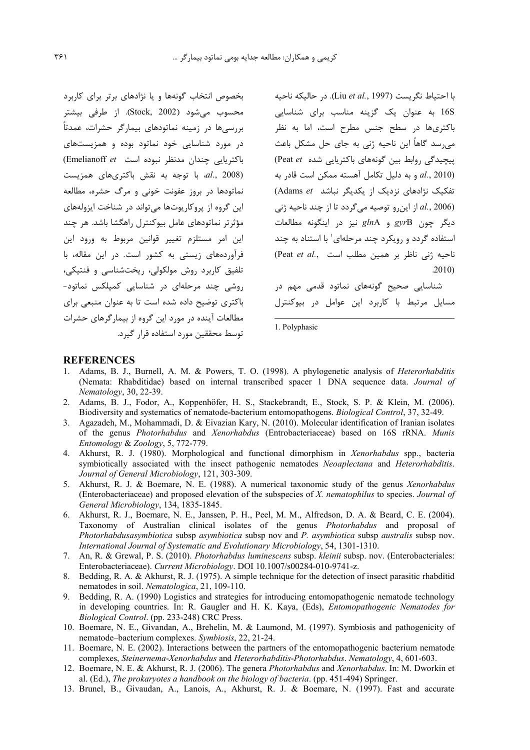با احتیاط نگریست (Liu *et al.*, 1997). در حالیکه ناحیه 16S به عنوان یک گزینه مناسب برای شناسایی باکتری‌ها در سطح جنس مطرح است، اما به نظر می‌رسد گاهاً این ناحیه ژنی به جای حل مشکل باعث پیچیدگی روابط بین گونه‌های باکتریایی شده (Peat *et al.*, 2010) و به دلیل تکامل آهسته ممکن است قادر به تفکیک نژادهای نزدیک از یکدیگر نباشد (Adams *et al.*, 2006) از این‌رو توصیه می‌گردد تا از چند ناحیه ژنی دیگر چون *gyr*B و *gln*A نیز در اینگونه مطالعات استفاده گردد و رویکرد چند مرحله‌ای[1] با استناد به چند ناحیه ژنی ناظر بر همین مطلب است (Peat *et al.*, 2010).

شناسایی صحیح گونه‌های نماتود قدمی مهم در مسایل مرتبط با کاربرد این عوامل در بیوکنترل بخصوص انتخاب گونه‌ها و یا نژادهای برتر برای کاربرد محسوب می‌شود (Stock, 2002). از طرفی بیشتر بررسی‌ها در زمینه نماتودهای بیمارگر حشرات، عمدتاً در مورد شناسایی خود نماتود بوده و همزیست‌های باکتریایی چندان مدنظر نبوده است (Emelianoff *et al.*, 2008)، با توجه به نقش باکتری‌های همزیست نماتودها در بروز عفونت خونی و مرگ حشره، مطالعه این گروه از پروکاریوت‌ها می‌تواند در شناخت ایزوله‌های مؤثرتر نماتودهای عامل بیوکنترل راهگشا باشد. هر چند این امر مستلزم تغییر قوانین مربوط به ورود این فرآورده‌های زیستی به کشور است. در این مقاله، با تلفیق کاربرد روش مولکولی، ریخت‌شناسی و فنتیکی، روشی چند مرحله‌ای در شناسایی کمپلکس نماتود- باکتری توضیح داده شده است تا به عنوان منبعی برای مطالعات آینده در مورد این گروه از بیمارگرهای حشرات توسط محققین مورد استفاده قرار گیرد.

1. Polyphasic

## REFERENCES

1. Adams, B. J., Burnell, A. M. & Powers, T. O. (1998). A phylogenetic analysis of *Heterorhabditis* (Nemata: Rhabditidae) based on internal transcribed spacer 1 DNA sequence data. *Journal of Nematology*, 30, 22-39.
2. Adams, B. J., Fodor, A., Koppenhöfer, H. S., Stackebrandt, E., Stock, S. P. & Klein, M. (2006). Biodiversity and systematics of nematode-bacterium entomopathogens. *Biological Control*, 37, 32-49.
3. Agazadeh, M., Mohammadi, D. & Eivazian Kary, N. (2010). Molecular identification of Iranian isolates of the genus *Photorhabdus* and *Xenorhabdus* (Entrobacteriaceae) based on 16S rRNA. *Munis Entomology & Zoology*, 5, 772-779.
4. Akhurst, R. J. (1980). Morphological and functional dimorphism in *Xenorhabdus* spp., bacteria symbiotically associated with the insect pathogenic nematodes *Neoaplectana* and *Heterorhabditis*. *Journal of General Microbiology*, 121, 303-309.
5. Akhurst, R. J. & Boemare, N. E. (1988). A numerical taxonomic study of the genus *Xenorhabdus* (Enterobacteriaceae) and proposed elevation of the subspecies of *X. nematophilus* to species. *Journal of General Microbiology*, 134, 1835-1845.
6. Akhurst, R. J., Boemare, N. E., Janssen, P. H., Peel, M. M., Alfredson, D. A. & Beard, C. E. (2004). Taxonomy of Australian clinical isolates of the genus *Photorhabdus* and proposal of *Photorhabdusasymbiotica* subsp *asymbiotica* subsp nov and *P. asymbiotica* subsp *australis* subsp nov. *International Journal of Systematic and Evolutionary Microbiology*, 54, 1301-1310.
7. An, R. & Grewal, P. S. (2010). *Photorhabdus luminescens* subsp. *kleinii* subsp. nov. (Enterobacteriales: Enterobacteriaceae). *Current Microbiology*. DOI 10.1007/s00284-010-9741-z.
8. Bedding, R. A. & Akhurst, R. J. (1975). A simple technique for the detection of insect parasitic rhabditid nematodes in soil. *Nematologica*, 21, 109-110.
9. Bedding, R. A. (1990) Logistics and strategies for introducing entomopathogenic nematode technology in developing countries. In: R. Gaugler and H. K. Kaya, (Eds), *Entomopathogenic Nematodes for Biological Control*. (pp. 233-248) CRC Press.
10. Boemare, N. E., Givandan, A., Brehelin, M. & Laumond, M. (1997). Symbiosis and pathogenicity of nematode–bacterium complexes. *Symbiosis*, 22, 21-24.
11. Boemare, N. E. (2002). Interactions between the partners of the entomopathogenic bacterium nematode complexes, *Steinernema-Xenorhabdus* and *Heterorhabditis-Photorhabdus*. *Nematology*, 4, 601-603.
12. Boemare, N. E. & Akhurst, R. J. (2006). The genera *Photorhabdus* and *Xenorhabdus*. In: M. Dworkin et al. (Ed.), *The prokaryotes a handbook on the biology of bacteria*. (pp. 451-494) Springer.
13. Brunel, B., Givaudan, A., Lanois, A., Akhurst, R. J. & Boemare, N. (1997). Fast and accurate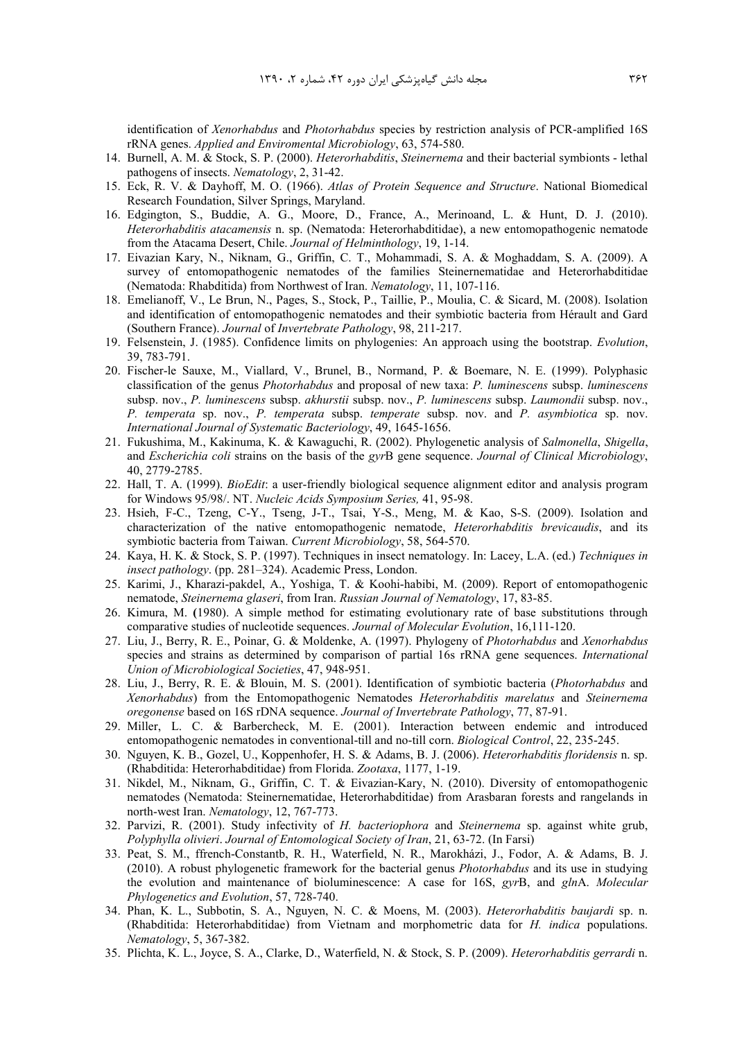identification of *Xenorhabdus* and *Photorhabdus* species by restriction analysis of PCR-amplified 16S rRNA genes. *Applied and Enviromental Microbiology*, 63, 574-580.

14. Burnell, A. M. & Stock, S. P. (2000). *Heterorhabditis*, *Steinernema* and their bacterial symbionts - lethal pathogens of insects. *Nematology*, 2, 31-42.
15. Eck, R. V. & Dayhoff, M. O. (1966). *Atlas of Protein Sequence and Structure*. National Biomedical Research Foundation, Silver Springs, Maryland.
16. Edgington, S., Buddie, A. G., Moore, D., France, A., Merinoand, L. & Hunt, D. J. (2010). *Heterorhabditis atacamensis* n. sp. (Nematoda: Heterorhabditidae), a new entomopathogenic nematode from the Atacama Desert, Chile. *Journal of Helminthology*, 19, 1-14.
17. Eivazian Kary, N., Niknam, G., Griffin, C. T., Mohammadi, S. A. & Moghaddam, S. A. (2009). A survey of entomopathogenic nematodes of the families Steinernematidae and Heterorhabditidae (Nematoda: Rhabditida) from Northwest of Iran. *Nematology*, 11, 107-116.
18. Emelianoff, V., Le Brun, N., Pages, S., Stock, P., Taillie, P., Moulia, C. & Sicard, M. (2008). Isolation and identification of entomopathogenic nematodes and their symbiotic bacteria from Hérault and Gard (Southern France). *Journal* of *Invertebrate Pathology*, 98, 211-217.
19. Felsenstein, J. (1985). Confidence limits on phylogenies: An approach using the bootstrap. *Evolution*, 39, 783-791.
20. Fischer-le Sauxe, M., Viallard, V., Brunel, B., Normand, P. & Boemare, N. E. (1999). Polyphasic classification of the genus *Photorhabdus* and proposal of new taxa: *P. luminescens* subsp. *luminescens* subsp. nov., *P. luminescens* subsp. *akhurstii* subsp. nov., *P. luminescens* subsp. *Laumondii* subsp. nov., *P. temperata* sp. nov., *P. temperata* subsp. *temperate* subsp. nov. and *P. asymbiotica* sp. nov. *International Journal of Systematic Bacteriology*, 49, 1645-1656.
21. Fukushima, M., Kakinuma, K. & Kawaguchi, R. (2002). Phylogenetic analysis of *Salmonella*, *Shigella*, and *Escherichia coli* strains on the basis of the *gyr*B gene sequence. *Journal of Clinical Microbiology*, 40, 2779-2785.
22. Hall, T. A. (1999). *BioEdit*: a user-friendly biological sequence alignment editor and analysis program for Windows 95/98/. NT. *Nucleic Acids Symposium Series,* 41, 95-98.
23. Hsieh, F-C., Tzeng, C-Y., Tseng, J-T., Tsai, Y-S., Meng, M. & Kao, S-S. (2009). Isolation and characterization of the native entomopathogenic nematode, *Heterorhabditis brevicaudis*, and its symbiotic bacteria from Taiwan. *Current Microbiology*, 58, 564-570.
24. Kaya, H. K. & Stock, S. P. (1997). Techniques in insect nematology. In: Lacey, L.A. (ed.) *Techniques in insect pathology*. (pp. 281–324). Academic Press, London.
25. Karimi, J., Kharazi-pakdel, A., Yoshiga, T. & Koohi-habibi, M. (2009). Report of entomopathogenic nematode, *Steinernema glaseri*, from Iran. *Russian Journal of Nematology*, 17, 83-85.
26. Kimura, M. (1980). A simple method for estimating evolutionary rate of base substitutions through comparative studies of nucleotide sequences. *Journal of Molecular Evolution*, 16,111-120.
27. Liu, J., Berry, R. E., Poinar, G. & Moldenke, A. (1997). Phylogeny of *Photorhabdus* and *Xenorhabdus* species and strains as determined by comparison of partial 16s rRNA gene sequences. *International Union of Microbiological Societies*, 47, 948-951.
28. Liu, J., Berry, R. E. & Blouin, M. S. (2001). Identification of symbiotic bacteria (*Photorhabdus* and *Xenorhabdus*) from the Entomopathogenic Nematodes *Heterorhabditis marelatus* and *Steinernema oregonense* based on 16S rDNA sequence. *Journal of Invertebrate Pathology*, 77, 87-91.
29. Miller, L. C. & Barbercheck, M. E. (2001). Interaction between endemic and introduced entomopathogenic nematodes in conventional-till and no-till corn. *Biological Control*, 22, 235-245.
30. Nguyen, K. B., Gozel, U., Koppenhofer, H. S. & Adams, B. J. (2006). *Heterorhabditis floridensis* n. sp. (Rhabditida: Heterorhabditidae) from Florida. *Zootaxa*, 1177, 1-19.
31. Nikdel, M., Niknam, G., Griffin, C. T. & Eivazian-Kary, N. (2010). Diversity of entomopathogenic nematodes (Nematoda: Steinernematidae, Heterorhabditidae) from Arasbaran forests and rangelands in north-west Iran. *Nematology*, 12, 767-773.
32. Parvizi, R. (2001). Study infectivity of *H. bacteriophora* and *Steinernema* sp. against white grub, *Polyphylla olivieri*. *Journal of Entomological Society of Iran*, 21, 63-72. (In Farsi)
33. Peat, S. M., ffrench-Constantb, R. H., Waterfield, N. R., Marokházi, J., Fodor, A. & Adams, B. J. (2010). A robust phylogenetic framework for the bacterial genus *Photorhabdus* and its use in studying the evolution and maintenance of bioluminescence: A case for 16S, *gyr*B, and *gln*A. *Molecular Phylogenetics and Evolution*, 57, 728-740.
34. Phan, K. L., Subbotin, S. A., Nguyen, N. C. & Moens, M. (2003). *Heterorhabditis baujardi* sp. n. (Rhabditida: Heterorhabditidae) from Vietnam and morphometric data for *H. indica* populations. *Nematology*, 5, 367-382.
35. Plichta, K. L., Joyce, S. A., Clarke, D., Waterfield, N. & Stock, S. P. (2009). *Heterorhabditis gerrardi* n.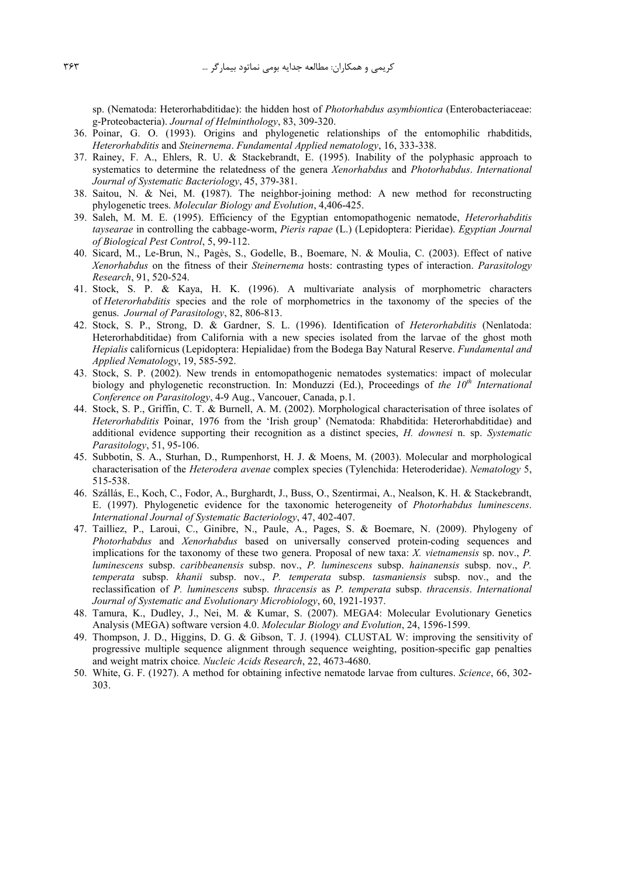sp. (Nematoda: Heterorhabditidae): the hidden host of *Photorhabdus asymbiontica* (Enterobacteriaceae: g-Proteobacteria). *Journal of Helminthology*, 83, 309-320.

36. Poinar, G. O. (1993). Origins and phylogenetic relationships of the entomophilic rhabditids, *Heterorhabditis* and *Steinernema*. *Fundamental Applied nematology*, 16, 333-338.
37. Rainey, F. A., Ehlers, R. U. & Stackebrandt, E. (1995). Inability of the polyphasic approach to systematics to determine the relatedness of the genera *Xenorhabdus* and *Photorhabdus*. *International Journal of Systematic Bacteriology*, 45, 379-381.
38. Saitou, N. & Nei, M. (1987). The neighbor-joining method: A new method for reconstructing phylogenetic trees. *Molecular Biology and Evolution*, 4,406-425.
39. Saleh, M. M. E. (1995). Efficiency of the Egyptian entomopathogenic nematode, *Heterorhabditis taysearae* in controlling the cabbage-worm, *Pieris rapae* (L.) (Lepidoptera: Pieridae). *Egyptian Journal of Biological Pest Control*, 5, 99-112.
40. Sicard, M., Le-Brun, N., Pagès, S., Godelle, B., Boemare, N. & Moulia, C. (2003). Effect of native *Xenorhabdus* on the fitness of their *Steinernema* hosts: contrasting types of interaction. *Parasitology Research*, 91, 520-524.
41. Stock, S. P. & Kaya, H. K. (1996). A multivariate analysis of morphometric characters of *Heterorhabditis* species and the role of morphometrics in the taxonomy of the species of the genus. *Journal of Parasitology*, 82, 806-813.
42. Stock, S. P., Strong, D. & Gardner, S. L. (1996). Identification of *Heterorhabditis* (Nenlatoda: Heterorhabditidae) from California with a new species isolated from the larvae of the ghost moth *Hepialis* californicus (Lepidoptera: Hepialidae) from the Bodega Bay Natural Reserve. *Fundamental and Applied Nematology*, 19, 585-592.
43. Stock, S. P. (2002). New trends in entomopathogenic nematodes systematics: impact of molecular biology and phylogenetic reconstruction. In: Monduzzi (Ed.), Proceedings of *the 10th International Conference on Parasitology*, 4-9 Aug., Vancouver, Canada, p.1.
44. Stock, S. P., Griffin, C. T. & Burnell, A. M. (2002). Morphological characterisation of three isolates of *Heterorhabditis* Poinar, 1976 from the 'Irish group' (Nematoda: Rhabditida: Heterorhabditidae) and additional evidence supporting their recognition as a distinct species, *H. downesi* n. sp. *Systematic Parasitology*, 51, 95-106.
45. Subbotin, S. A., Sturhan, D., Rumpenhorst, H. J. & Moens, M. (2003). Molecular and morphological characterisation of the *Heterodera avenae* complex species (Tylenchida: Heteroderidae). *Nematology* 5, 515-538.
46. Szállás, E., Koch, C., Fodor, A., Burghardt, J., Buss, O., Szentirmai, A., Nealson, K. H. & Stackebrandt, E. (1997). Phylogenetic evidence for the taxonomic heterogeneity of *Photorhabdus luminescens*. *International Journal of Systematic Bacteriology*, 47, 402-407.
47. Tailliez, P., Laroui, C., Ginibre, N., Paule, A., Pages, S. & Boemare, N. (2009). Phylogeny of *Photorhabdus* and *Xenorhabdus* based on universally conserved protein-coding sequences and implications for the taxonomy of these two genera. Proposal of new taxa: *X. vietnamensis* sp. nov., *P. luminescens* subsp. *caribbeanensis* subsp. nov., *P. luminescens* subsp. *hainanensis* subsp. nov., *P. temperata* subsp. *khanii* subsp. nov., *P. temperata* subsp. *tasmaniensis* subsp. nov., and the reclassification of *P. luminescens* subsp. *thracensis* as *P. temperata* subsp. *thracensis*. *International Journal of Systematic and Evolutionary Microbiology*, 60, 1921-1937.
48. Tamura, K., Dudley, J., Nei, M. & Kumar, S. (2007). MEGA4: Molecular Evolutionary Genetics Analysis (MEGA) software version 4.0. *Molecular Biology and Evolution*, 24, 1596-1599.
49. Thompson, J. D., Higgins, D. G. & Gibson, T. J. (1994). CLUSTAL W: improving the sensitivity of progressive multiple sequence alignment through sequence weighting, position-specific gap penalties and weight matrix choice. *Nucleic Acids Research*, 22, 4673-4680.
50. White, G. F. (1927). A method for obtaining infective nematode larvae from cultures. *Science*, 66, 302-303.